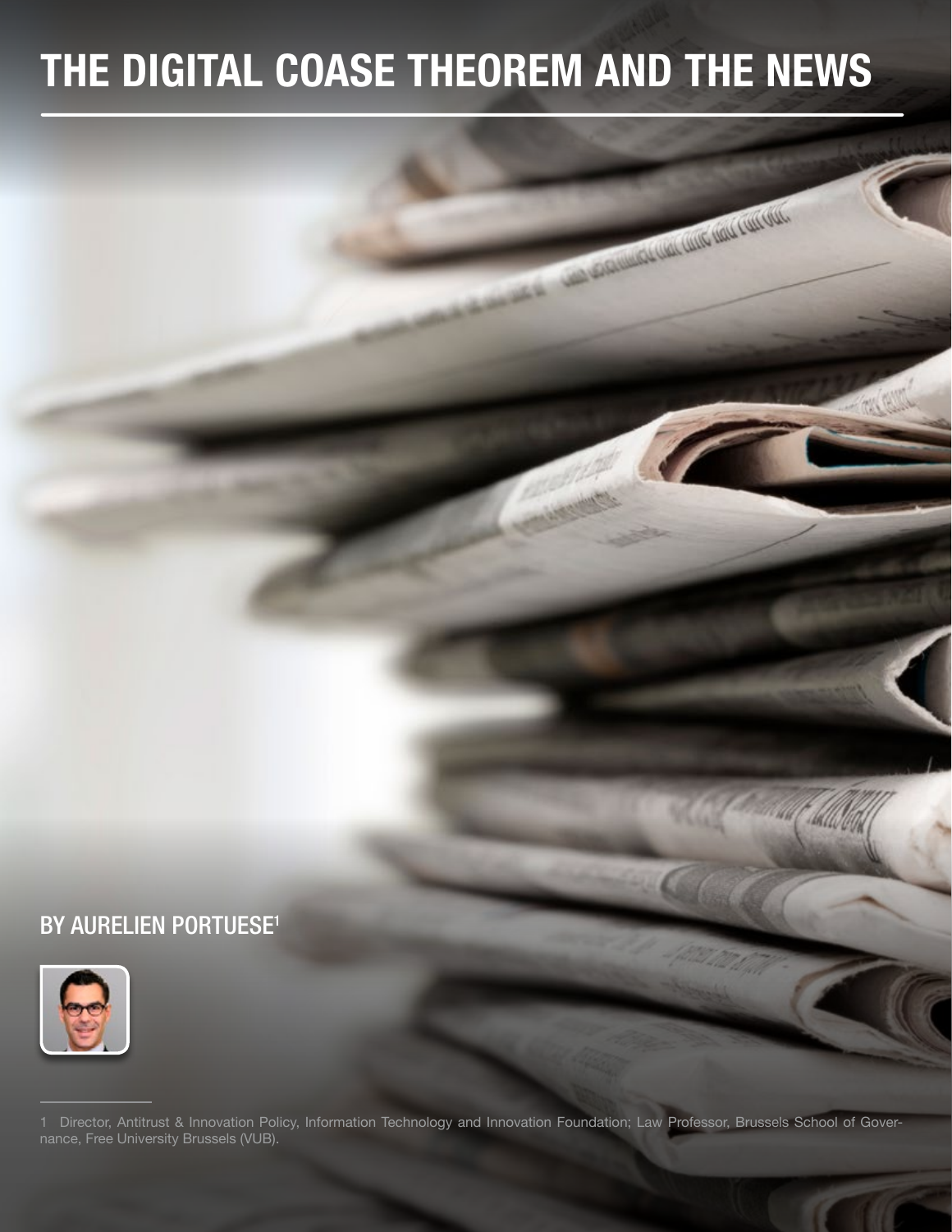# THE DIGITAL COASE THEOREM AND THE NEWS

## BY AURELIEN PORTUESE[1]

1 Director, Antitrust & Innovation Policy, Information Technology and Innovation Foundation; Law Professor, Brussels School of Governance, Free University Brussels (VUB).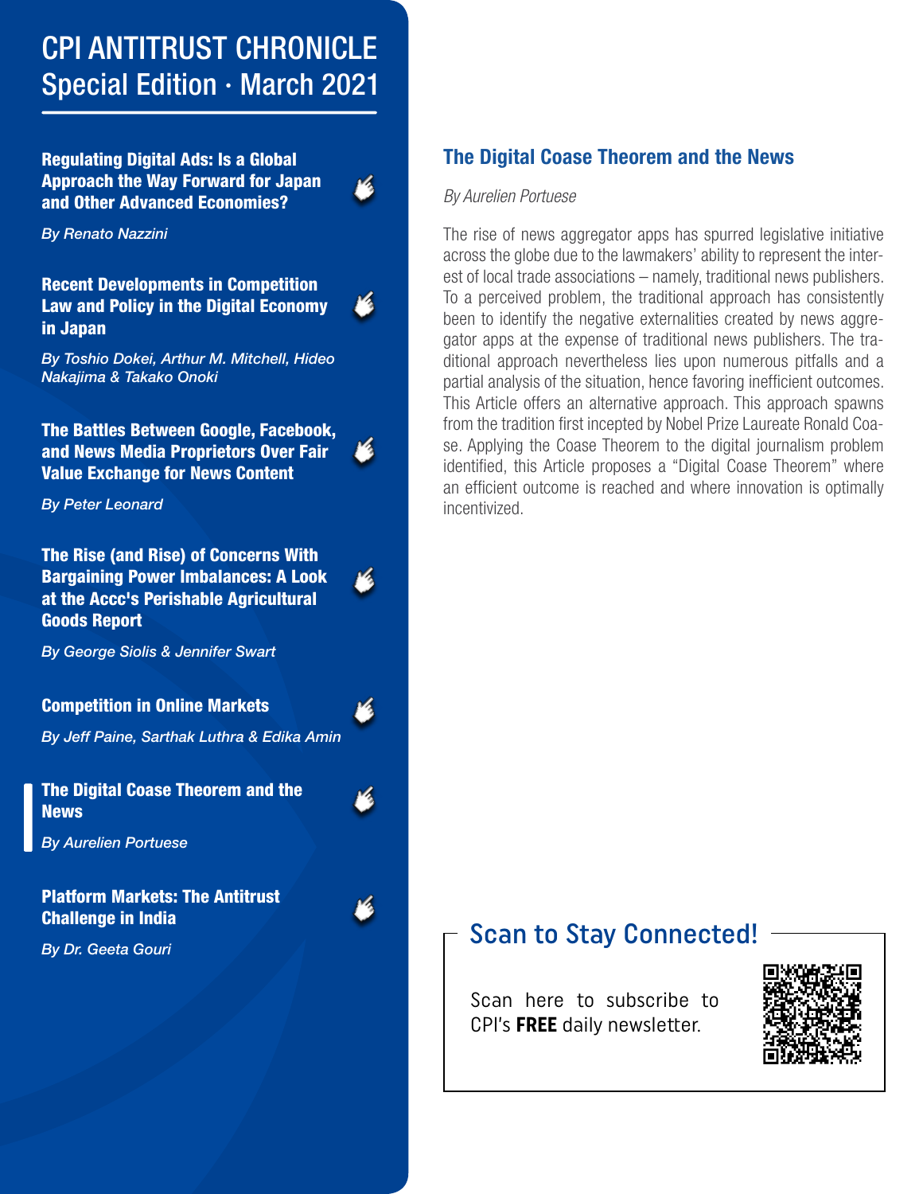# CPI ANTITRUST CHRONICLE
## Special Edition · March 2021

**Regulating Digital Ads: Is a Global Approach the Way Forward for Japan and Other Advanced Economies?**

*By Renato Nazzini*

**Recent Developments in Competition Law and Policy in the Digital Economy in Japan**

*By Toshio Dokei, Arthur M. Mitchell, Hideo Nakajima & Takako Onoki*

**The Battles Between Google, Facebook, and News Media Proprietors Over Fair Value Exchange for News Content**

*By Peter Leonard*

**The Rise (and Rise) of Concerns With Bargaining Power Imbalances: A Look at the Accc's Perishable Agricultural Goods Report**

*By George Siolis & Jennifer Swart*

**Competition in Online Markets**

*By Jeff Paine, Sarthak Luthra & Edika Amin*

**The Digital Coase Theorem and the News**

*By Aurelien Portuese*

**Platform Markets: The Antitrust Challenge in India**

*By Dr. Geeta Gouri*

## The Digital Coase Theorem and the News

*By Aurelien Portuese*

The rise of news aggregator apps has spurred legislative initiative across the globe due to the lawmakers' ability to represent the interest of local trade associations – namely, traditional news publishers. To a perceived problem, the traditional approach has consistently been to identify the negative externalities created by news aggregator apps at the expense of traditional news publishers. The traditional approach nevertheless lies upon numerous pitfalls and a partial analysis of the situation, hence favoring inefficient outcomes. This Article offers an alternative approach. This approach spawns from the tradition first incepted by Nobel Prize Laureate Ronald Coase. Applying the Coase Theorem to the digital journalism problem identified, this Article proposes a "Digital Coase Theorem" where an efficient outcome is reached and where innovation is optimally incentivized.

## Scan to Stay Connected!

Scan here to subscribe to CPI's **FREE** daily newsletter.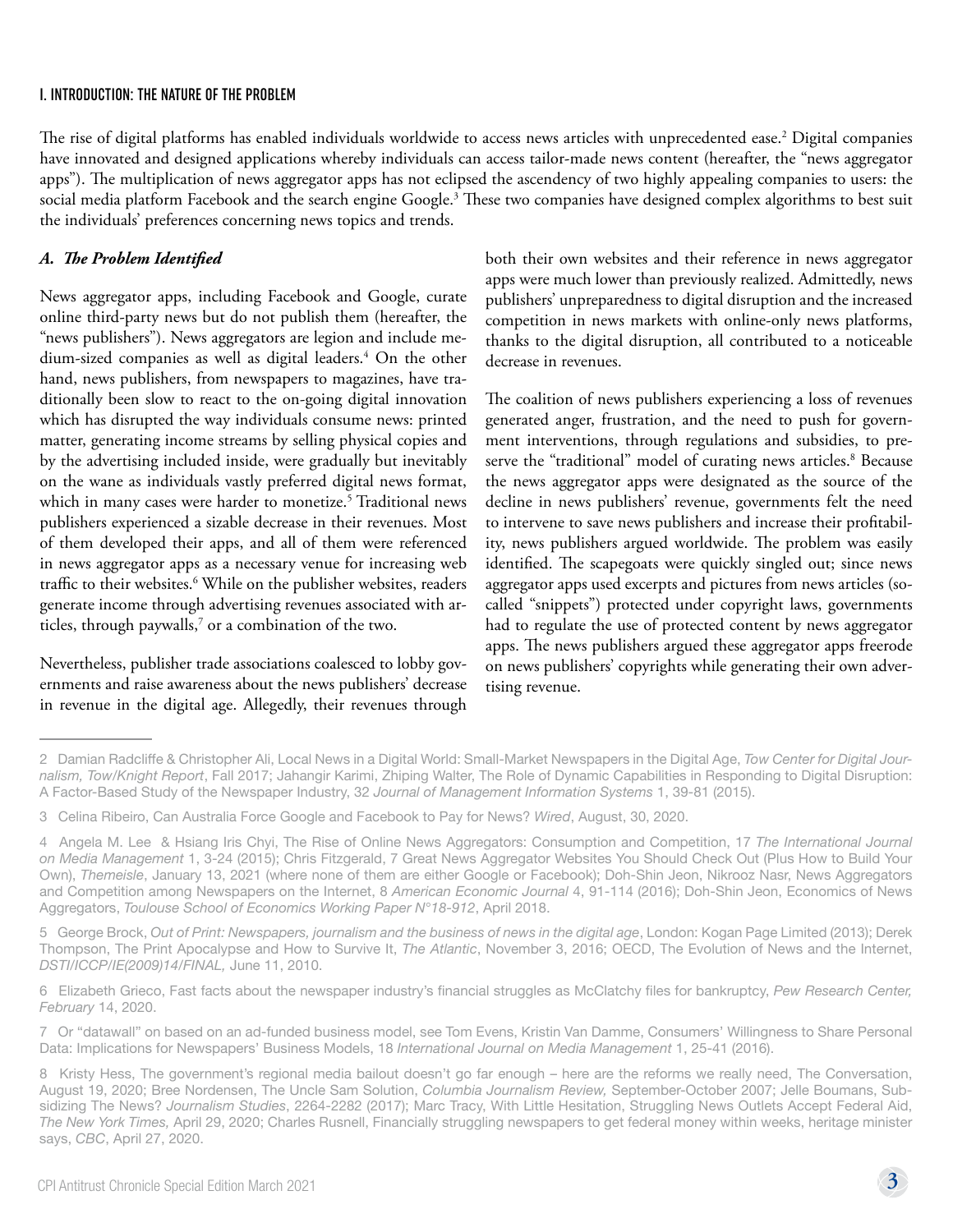## I. INTRODUCTION: THE NATURE OF THE PROBLEM

The rise of digital platforms has enabled individuals worldwide to access news articles with unprecedented ease.[2] Digital companies have innovated and designed applications whereby individuals can access tailor-made news content (hereafter, the "news aggregator apps"). The multiplication of news aggregator apps has not eclipsed the ascendency of two highly appealing companies to users: the social media platform Facebook and the search engine Google.[3] These two companies have designed complex algorithms to best suit the individuals' preferences concerning news topics and trends.

### *A. The Problem Identified*

News aggregator apps, including Facebook and Google, curate online third-party news but do not publish them (hereafter, the "news publishers"). News aggregators are legion and include medium-sized companies as well as digital leaders.[4] On the other hand, news publishers, from newspapers to magazines, have traditionally been slow to react to the on-going digital innovation which has disrupted the way individuals consume news: printed matter, generating income streams by selling physical copies and by the advertising included inside, were gradually but inevitably on the wane as individuals vastly preferred digital news format, which in many cases were harder to monetize.[5] Traditional news publishers experienced a sizable decrease in their revenues. Most of them developed their apps, and all of them were referenced in news aggregator apps as a necessary venue for increasing web traffic to their websites.[6] While on the publisher websites, readers generate income through advertising revenues associated with articles, through paywalls,[7] or a combination of the two.

Nevertheless, publisher trade associations coalesced to lobby governments and raise awareness about the news publishers' decrease in revenue in the digital age. Allegedly, their revenues through both their own websites and their reference in news aggregator apps were much lower than previously realized. Admittedly, news publishers' unpreparedness to digital disruption and the increased competition in news markets with online-only news platforms, thanks to the digital disruption, all contributed to a noticeable decrease in revenues.

The coalition of news publishers experiencing a loss of revenues generated anger, frustration, and the need to push for government interventions, through regulations and subsidies, to preserve the "traditional" model of curating news articles.[8] Because the news aggregator apps were designated as the source of the decline in news publishers' revenue, governments felt the need to intervene to save news publishers and increase their profitability, news publishers argued worldwide. The problem was easily identified. The scapegoats were quickly singled out; since news aggregator apps used excerpts and pictures from news articles (so-called "snippets") protected under copyright laws, governments had to regulate the use of protected content by news aggregator apps. The news publishers argued these aggregator apps freerode on news publishers' copyrights while generating their own advertising revenue.

---

2 Damian Radcliffe & Christopher Ali, Local News in a Digital World: Small-Market Newspapers in the Digital Age, *Tow Center for Digital Journalism, Tow/Knight Report*, Fall 2017; Jahangir Karimi, Zhiping Walter, The Role of Dynamic Capabilities in Responding to Digital Disruption: A Factor-Based Study of the Newspaper Industry, 32 *Journal of Management Information Systems* 1, 39-81 (2015).

3 Celina Ribeiro, Can Australia Force Google and Facebook to Pay for News? *Wired*, August, 30, 2020.

4 Angela M. Lee & Hsiang Iris Chyi, The Rise of Online News Aggregators: Consumption and Competition, 17 *The International Journal on Media Management* 1, 3-24 (2015); Chris Fitzgerald, 7 Great News Aggregator Websites You Should Check Out (Plus How to Build Your Own), *Themeisle*, January 13, 2021 (where none of them are either Google or Facebook); Doh-Shin Jeon, Nikrooz Nasr, News Aggregators and Competition among Newspapers on the Internet, 8 *American Economic Journal* 4, 91-114 (2016); Doh-Shin Jeon, Economics of News Aggregators, *Toulouse School of Economics Working Paper N°18-912*, April 2018.

5 George Brock, *Out of Print: Newspapers, journalism and the business of news in the digital age*, London: Kogan Page Limited (2013); Derek Thompson, The Print Apocalypse and How to Survive It, *The Atlantic*, November 3, 2016; OECD, The Evolution of News and the Internet, *DSTI/ICCP/IE(2009)14/FINAL,* June 11, 2010.

6 Elizabeth Grieco, Fast facts about the newspaper industry's financial struggles as McClatchy files for bankruptcy, *Pew Research Center, February* 14, 2020.

7 Or "datawall" on based on an ad-funded business model, see Tom Evens, Kristin Van Damme, Consumers' Willingness to Share Personal Data: Implications for Newspapers' Business Models, 18 *International Journal on Media Management* 1, 25-41 (2016).

8 Kristy Hess, The government's regional media bailout doesn't go far enough – here are the reforms we really need, The Conversation, August 19, 2020; Bree Nordensen, The Uncle Sam Solution, *Columbia Journalism Review,* September-October 2007; Jelle Boumans, Subsidizing The News? *Journalism Studies*, 2264-2282 (2017); Marc Tracy, With Little Hesitation, Struggling News Outlets Accept Federal Aid, *The New York Times,* April 29, 2020; Charles Rusnell, Financially struggling newspapers to get federal money within weeks, heritage minister says, *CBC*, April 27, 2020.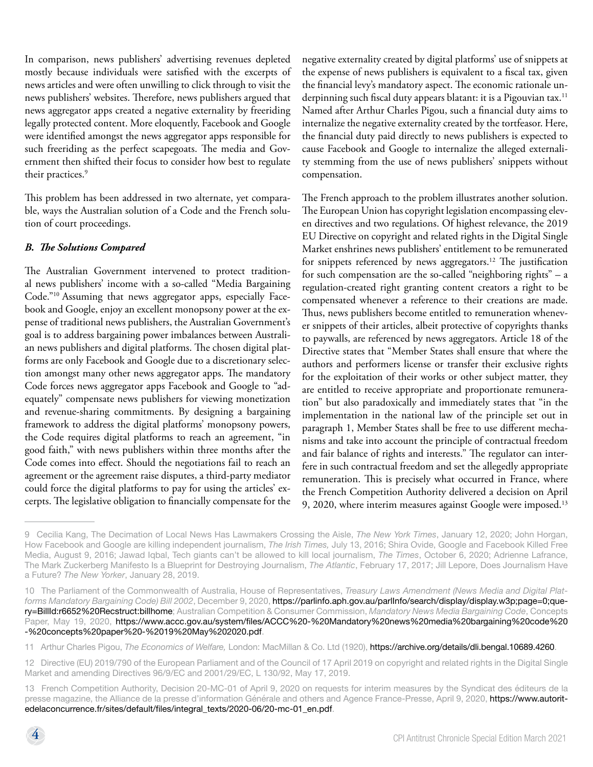In comparison, news publishers' advertising revenues depleted mostly because individuals were satisfied with the excerpts of news articles and were often unwilling to click through to visit the news publishers' websites. Therefore, news publishers argued that news aggregator apps created a negative externality by freeriding legally protected content. More eloquently, Facebook and Google were identified amongst the news aggregator apps responsible for such freeriding as the perfect scapegoats. The media and Government then shifted their focus to consider how best to regulate their practices.[9]

This problem has been addressed in two alternate, yet comparable, ways the Australian solution of a Code and the French solution of court proceedings.

### *B. The Solutions Compared*

The Australian Government intervened to protect traditional news publishers' income with a so-called "Media Bargaining Code."[10] Assuming that news aggregator apps, especially Facebook and Google, enjoy an excellent monopsony power at the expense of traditional news publishers, the Australian Government's goal is to address bargaining power imbalances between Australian news publishers and digital platforms. The chosen digital platforms are only Facebook and Google due to a discretionary selection amongst many other news aggregator apps. The mandatory Code forces news aggregator apps Facebook and Google to "adequately" compensate news publishers for viewing monetization and revenue-sharing commitments. By designing a bargaining framework to address the digital platforms' monopsony powers, the Code requires digital platforms to reach an agreement, "in good faith," with news publishers within three months after the Code comes into effect. Should the negotiations fail to reach an agreement or the agreement raise disputes, a third-party mediator could force the digital platforms to pay for using the articles' excerpts. The legislative obligation to financially compensate for the negative externality created by digital platforms' use of snippets at the expense of news publishers is equivalent to a fiscal tax, given the financial levy's mandatory aspect. The economic rationale underpinning such fiscal duty appears blatant: it is a Pigouvian tax.[11] Named after Arthur Charles Pigou, such a financial duty aims to internalize the negative externality created by the tortfeasor. Here, the financial duty paid directly to news publishers is expected to cause Facebook and Google to internalize the alleged externality stemming from the use of news publishers' snippets without compensation.

The French approach to the problem illustrates another solution. The European Union has copyright legislation encompassing eleven directives and two regulations. Of highest relevance, the 2019 EU Directive on copyright and related rights in the Digital Single Market enshrines news publishers' entitlement to be remunerated for snippets referenced by news aggregators.[12] The justification for such compensation are the so-called "neighboring rights" – a regulation-created right granting content creators a right to be compensated whenever a reference to their creations are made. Thus, news publishers become entitled to remuneration whenever snippets of their articles, albeit protective of copyrights thanks to paywalls, are referenced by news aggregators. Article 18 of the Directive states that "Member States shall ensure that where the authors and performers license or transfer their exclusive rights for the exploitation of their works or other subject matter, they are entitled to receive appropriate and proportionate remuneration" but also paradoxically and immediately states that "in the implementation in the national law of the principle set out in paragraph 1, Member States shall be free to use different mechanisms and take into account the principle of contractual freedom and fair balance of rights and interests." The regulator can interfere in such contractual freedom and set the allegedly appropriate remuneration. This is precisely what occurred in France, where the French Competition Authority delivered a decision on April 9, 2020, where interim measures against Google were imposed.[13]

---

9 Cecilia Kang, The Decimation of Local News Has Lawmakers Crossing the Aisle, *The New York Times*, January 12, 2020; John Horgan, How Facebook and Google are killing independent journalism, *The Irish Times,* July 13, 2016; Shira Ovide, Google and Facebook Killed Free Media, August 9, 2016; Jawad Iqbal, Tech giants can't be allowed to kill local journalism, *The Times*, October 6, 2020; Adrienne Lafrance, The Mark Zuckerberg Manifesto Is a Blueprint for Destroying Journalism, *The Atlantic*, February 17, 2017; Jill Lepore, Does Journalism Have a Future? *The New Yorker*, January 28, 2019.

10 The Parliament of the Commonwealth of Australia, House of Representatives, *Treasury Laws Amendment (News Media and Digital Platforms Mandatory Bargaining Code) Bill 2002*, December 9, 2020, https://parlinfo.aph.gov.au/parlInfo/search/display/display.w3p;page=0;query=BillId:r6652%20Recstruct:billhome; Australian Competition & Consumer Commission, *Mandatory News Media Bargaining Code*, Concepts Paper, May 19, 2020, https://www.accc.gov.au/system/files/ACCC%20-%20Mandatory%20news%20media%20bargaining%20code%20-%20concepts%20paper%20-%2019%20May%202020.pdf.

11 Arthur Charles Pigou, *The Economics of Welfare,* London: MacMillan & Co. Ltd (1920), https://archive.org/details/dli.bengal.10689.4260.

12 Directive (EU) 2019/790 of the European Parliament and of the Council of 17 April 2019 on copyright and related rights in the Digital Single Market and amending Directives 96/9/EC and 2001/29/EC, L 130/92, May 17, 2019.

13 French Competition Authority, Decision 20-MC-01 of April 9, 2020 on requests for interim measures by the Syndicat des éditeurs de la presse magazine, the Alliance de la presse d'information Générale and others and Agence France-Presse, April 9, 2020, https://www.autoritedelaconcurrence.fr/sites/default/files/integral_texts/2020-06/20-mc-01_en.pdf.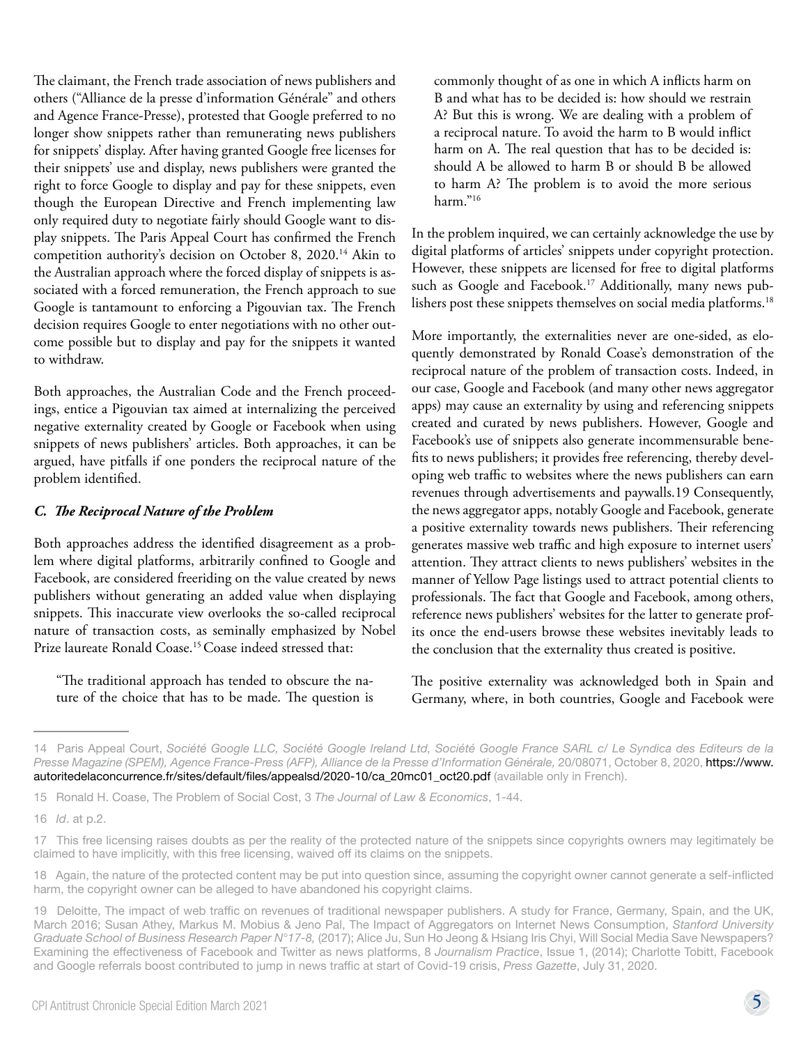The claimant, the French trade association of news publishers and others ("Alliance de la presse d'information Générale" and others and Agence France-Presse), protested that Google preferred to no longer show snippets rather than remunerating news publishers for snippets' display. After having granted Google free licenses for their snippets' use and display, news publishers were granted the right to force Google to display and pay for these snippets, even though the European Directive and French implementing law only required duty to negotiate fairly should Google want to display snippets. The Paris Appeal Court has confirmed the French competition authority's decision on October 8, 2020.[14] Akin to the Australian approach where the forced display of snippets is associated with a forced remuneration, the French approach to sue Google is tantamount to enforcing a Pigouvian tax. The French decision requires Google to enter negotiations with no other outcome possible but to display and pay for the snippets it wanted to withdraw.

Both approaches, the Australian Code and the French proceedings, entice a Pigouvian tax aimed at internalizing the perceived negative externality created by Google or Facebook when using snippets of news publishers' articles. Both approaches, it can be argued, have pitfalls if one ponders the reciprocal nature of the problem identified.

### *C. The Reciprocal Nature of the Problem*

Both approaches address the identified disagreement as a problem where digital platforms, arbitrarily confined to Google and Facebook, are considered freeriding on the value created by news publishers without generating an added value when displaying snippets. This inaccurate view overlooks the so-called reciprocal nature of transaction costs, as seminally emphasized by Nobel Prize laureate Ronald Coase.[15] Coase indeed stressed that:

> "The traditional approach has tended to obscure the nature of the choice that has to be made. The question is commonly thought of as one in which A inflicts harm on B and what has to be decided is: how should we restrain A? But this is wrong. We are dealing with a problem of a reciprocal nature. To avoid the harm to B would inflict harm on A. The real question that has to be decided is: should A be allowed to harm B or should B be allowed to harm A? The problem is to avoid the more serious harm."[16]

In the problem inquired, we can certainly acknowledge the use by digital platforms of articles' snippets under copyright protection. However, these snippets are licensed for free to digital platforms such as Google and Facebook.[17] Additionally, many news publishers post these snippets themselves on social media platforms.[18]

More importantly, the externalities never are one-sided, as eloquently demonstrated by Ronald Coase's demonstration of the reciprocal nature of the problem of transaction costs. Indeed, in our case, Google and Facebook (and many other news aggregator apps) may cause an externality by using and referencing snippets created and curated by news publishers. However, Google and Facebook's use of snippets also generate incommensurable benefits to news publishers; it provides free referencing, thereby developing web traffic to websites where the news publishers can earn revenues through advertisements and paywalls.19 Consequently, the news aggregator apps, notably Google and Facebook, generate a positive externality towards news publishers. Their referencing generates massive web traffic and high exposure to internet users' attention. They attract clients to news publishers' websites in the manner of Yellow Page listings used to attract potential clients to professionals. The fact that Google and Facebook, among others, reference news publishers' websites for the latter to generate profits once the end-users browse these websites inevitably leads to the conclusion that the externality thus created is positive.

The positive externality was acknowledged both in Spain and Germany, where, in both countries, Google and Facebook were

---

14 Paris Appeal Court, *Société Google LLC, Société Google Ireland Ltd, Société Google France SARL c/ Le Syndica des Editeurs de la Presse Magazine (SPEM), Agence France-Press (AFP), Alliance de la Presse d'Information Générale,* 20/08071, October 8, 2020, https://www.autoritedelaconcurrence.fr/sites/default/files/appealsd/2020-10/ca_20mc01_oct20.pdf (available only in French).

15 Ronald H. Coase, The Problem of Social Cost, 3 *The Journal of Law & Economics*, 1-44.

16 *Id*. at p.2.

17 This free licensing raises doubts as per the reality of the protected nature of the snippets since copyrights owners may legitimately be claimed to have implicitly, with this free licensing, waived off its claims on the snippets.

18 Again, the nature of the protected content may be put into question since, assuming the copyright owner cannot generate a self-inflicted harm, the copyright owner can be alleged to have abandoned his copyright claims.

19 Deloitte, The impact of web traffic on revenues of traditional newspaper publishers. A study for France, Germany, Spain, and the UK, March 2016; Susan Athey, Markus M. Mobius & Jeno Pal, The Impact of Aggregators on Internet News Consumption, *Stanford University Graduate School of Business Research Paper N°17-8,* (2017); Alice Ju, Sun Ho Jeong & Hsiang Iris Chyi, Will Social Media Save Newspapers? Examining the effectiveness of Facebook and Twitter as news platforms, 8 *Journalism Practice*, Issue 1, (2014); Charlotte Tobitt, Facebook and Google referrals boost contributed to jump in news traffic at start of Covid-19 crisis, *Press Gazette*, July 31, 2020.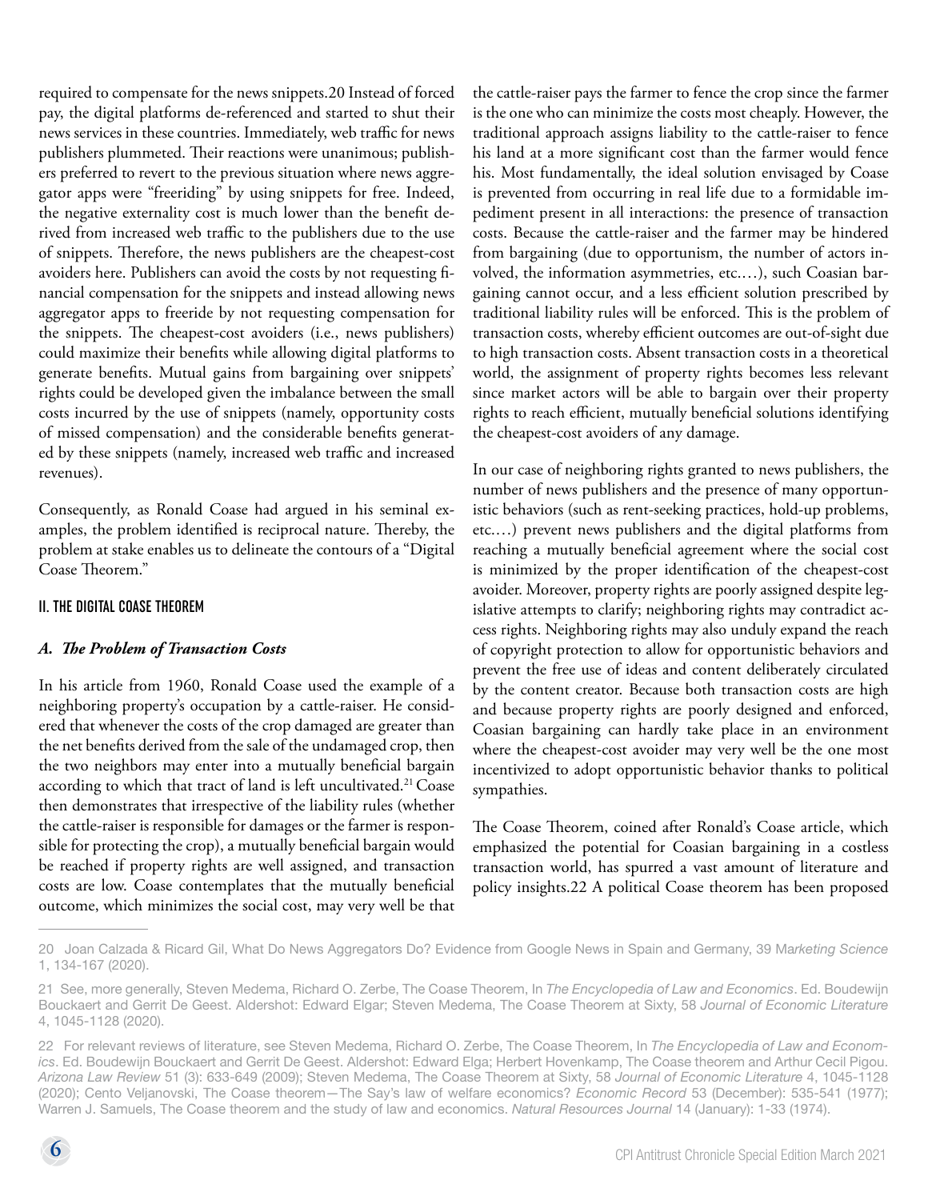required to compensate for the news snippets.20 Instead of forced pay, the digital platforms de-referenced and started to shut their news services in these countries. Immediately, web traffic for news publishers plummeted. Their reactions were unanimous; publishers preferred to revert to the previous situation where news aggregator apps were "freeriding" by using snippets for free. Indeed, the negative externality cost is much lower than the benefit derived from increased web traffic to the publishers due to the use of snippets. Therefore, the news publishers are the cheapest-cost avoiders here. Publishers can avoid the costs by not requesting financial compensation for the snippets and instead allowing news aggregator apps to freeride by not requesting compensation for the snippets. The cheapest-cost avoiders (i.e., news publishers) could maximize their benefits while allowing digital platforms to generate benefits. Mutual gains from bargaining over snippets' rights could be developed given the imbalance between the small costs incurred by the use of snippets (namely, opportunity costs of missed compensation) and the considerable benefits generated by these snippets (namely, increased web traffic and increased revenues).

Consequently, as Ronald Coase had argued in his seminal examples, the problem identified is reciprocal nature. Thereby, the problem at stake enables us to delineate the contours of a "Digital Coase Theorem."

## II. THE DIGITAL COASE THEOREM

### *A. The Problem of Transaction Costs*

In his article from 1960, Ronald Coase used the example of a neighboring property's occupation by a cattle-raiser. He considered that whenever the costs of the crop damaged are greater than the net benefits derived from the sale of the undamaged crop, then the two neighbors may enter into a mutually beneficial bargain according to which that tract of land is left uncultivated.[21] Coase then demonstrates that irrespective of the liability rules (whether the cattle-raiser is responsible for damages or the farmer is responsible for protecting the crop), a mutually beneficial bargain would be reached if property rights are well assigned, and transaction costs are low. Coase contemplates that the mutually beneficial outcome, which minimizes the social cost, may very well be that the cattle-raiser pays the farmer to fence the crop since the farmer is the one who can minimize the costs most cheaply. However, the traditional approach assigns liability to the cattle-raiser to fence his land at a more significant cost than the farmer would fence his. Most fundamentally, the ideal solution envisaged by Coase is prevented from occurring in real life due to a formidable impediment present in all interactions: the presence of transaction costs. Because the cattle-raiser and the farmer may be hindered from bargaining (due to opportunism, the number of actors involved, the information asymmetries, etc.…), such Coasian bargaining cannot occur, and a less efficient solution prescribed by traditional liability rules will be enforced. This is the problem of transaction costs, whereby efficient outcomes are out-of-sight due to high transaction costs. Absent transaction costs in a theoretical world, the assignment of property rights becomes less relevant since market actors will be able to bargain over their property rights to reach efficient, mutually beneficial solutions identifying the cheapest-cost avoiders of any damage.

In our case of neighboring rights granted to news publishers, the number of news publishers and the presence of many opportunistic behaviors (such as rent-seeking practices, hold-up problems, etc.…) prevent news publishers and the digital platforms from reaching a mutually beneficial agreement where the social cost is minimized by the proper identification of the cheapest-cost avoider. Moreover, property rights are poorly assigned despite legislative attempts to clarify; neighboring rights may contradict access rights. Neighboring rights may also unduly expand the reach of copyright protection to allow for opportunistic behaviors and prevent the free use of ideas and content deliberately circulated by the content creator. Because both transaction costs are high and because property rights are poorly designed and enforced, Coasian bargaining can hardly take place in an environment where the cheapest-cost avoider may very well be the one most incentivized to adopt opportunistic behavior thanks to political sympathies.

The Coase Theorem, coined after Ronald's Coase article, which emphasized the potential for Coasian bargaining in a costless transaction world, has spurred a vast amount of literature and policy insights.22 A political Coase theorem has been proposed

---

20 Joan Calzada & Ricard Gil, What Do News Aggregators Do? Evidence from Google News in Spain and Germany, 39 *Marketing Science* 1, 134-167 (2020).

21 See, more generally, Steven Medema, Richard O. Zerbe, The Coase Theorem, In *The Encyclopedia of Law and Economics*. Ed. Boudewijn Bouckaert and Gerrit De Geest. Aldershot: Edward Elgar; Steven Medema, The Coase Theorem at Sixty, 58 *Journal of Economic Literature* 4, 1045-1128 (2020).

22 For relevant reviews of literature, see Steven Medema, Richard O. Zerbe, The Coase Theorem, In *The Encyclopedia of Law and Economics*. Ed. Boudewijn Bouckaert and Gerrit De Geest. Aldershot: Edward Elga; Herbert Hovenkamp, The Coase theorem and Arthur Cecil Pigou. *Arizona Law Review* 51 (3): 633-649 (2009); Steven Medema, The Coase Theorem at Sixty, 58 *Journal of Economic Literature* 4, 1045-1128 (2020); Cento Veljanovski, The Coase theorem—The Say's law of welfare economics? *Economic Record* 53 (December): 535-541 (1977); Warren J. Samuels, The Coase theorem and the study of law and economics. *Natural Resources Journal* 14 (January): 1-33 (1974).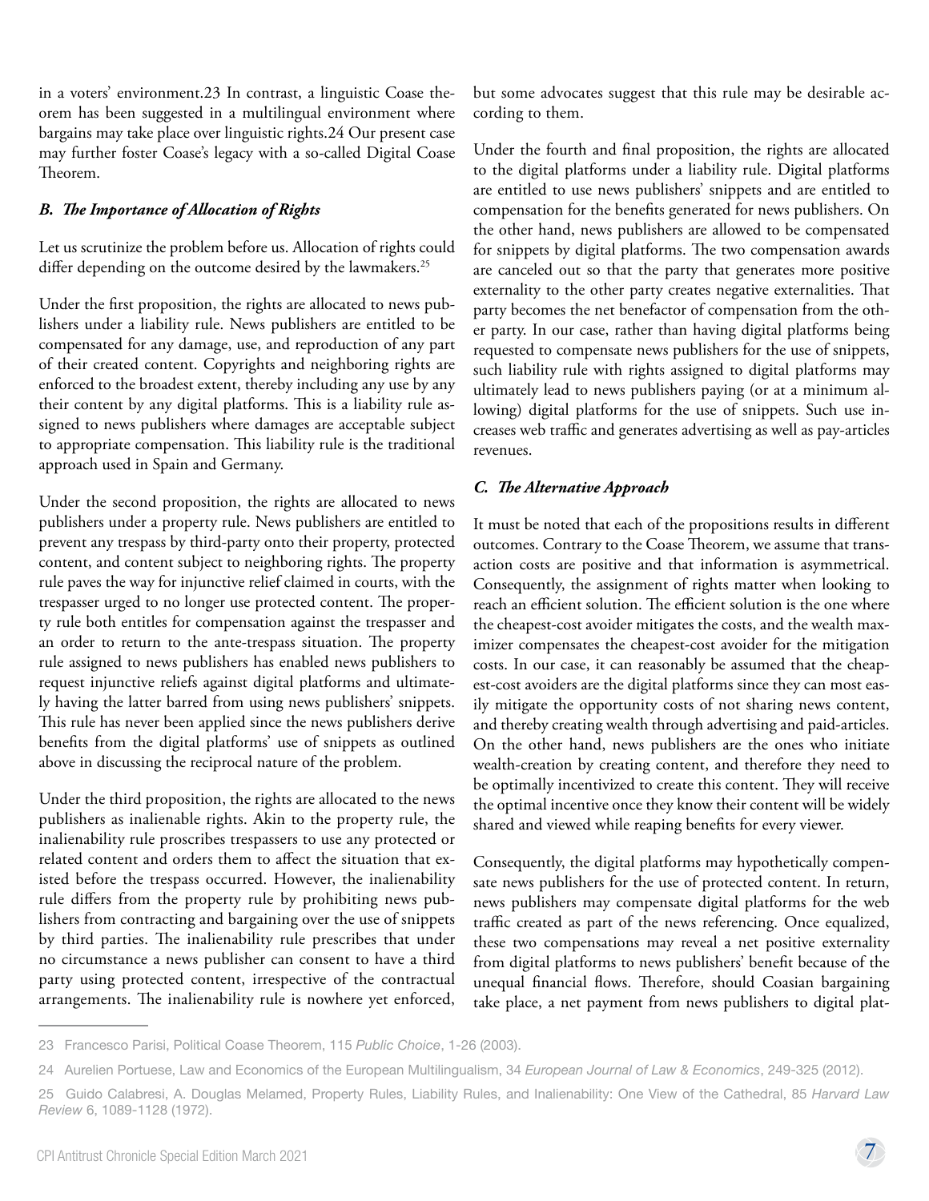in a voters' environment.23 In contrast, a linguistic Coase theorem has been suggested in a multilingual environment where bargains may take place over linguistic rights.24 Our present case may further foster Coase's legacy with a so-called Digital Coase Theorem.

### *B. The Importance of Allocation of Rights*

Let us scrutinize the problem before us. Allocation of rights could differ depending on the outcome desired by the lawmakers.[25]

Under the first proposition, the rights are allocated to news publishers under a liability rule. News publishers are entitled to be compensated for any damage, use, and reproduction of any part of their created content. Copyrights and neighboring rights are enforced to the broadest extent, thereby including any use by any their content by any digital platforms. This is a liability rule assigned to news publishers where damages are acceptable subject to appropriate compensation. This liability rule is the traditional approach used in Spain and Germany.

Under the second proposition, the rights are allocated to news publishers under a property rule. News publishers are entitled to prevent any trespass by third-party onto their property, protected content, and content subject to neighboring rights. The property rule paves the way for injunctive relief claimed in courts, with the trespasser urged to no longer use protected content. The property rule both entitles for compensation against the trespasser and an order to return to the ante-trespass situation. The property rule assigned to news publishers has enabled news publishers to request injunctive reliefs against digital platforms and ultimately having the latter barred from using news publishers' snippets. This rule has never been applied since the news publishers derive benefits from the digital platforms' use of snippets as outlined above in discussing the reciprocal nature of the problem.

Under the third proposition, the rights are allocated to the news publishers as inalienable rights. Akin to the property rule, the inalienability rule proscribes trespassers to use any protected or related content and orders them to affect the situation that existed before the trespass occurred. However, the inalienability rule differs from the property rule by prohibiting news publishers from contracting and bargaining over the use of snippets by third parties. The inalienability rule prescribes that under no circumstance a news publisher can consent to have a third party using protected content, irrespective of the contractual arrangements. The inalienability rule is nowhere yet enforced, but some advocates suggest that this rule may be desirable according to them.

Under the fourth and final proposition, the rights are allocated to the digital platforms under a liability rule. Digital platforms are entitled to use news publishers' snippets and are entitled to compensation for the benefits generated for news publishers. On the other hand, news publishers are allowed to be compensated for snippets by digital platforms. The two compensation awards are canceled out so that the party that generates more positive externality to the other party creates negative externalities. That party becomes the net benefactor of compensation from the other party. In our case, rather than having digital platforms being requested to compensate news publishers for the use of snippets, such liability rule with rights assigned to digital platforms may ultimately lead to news publishers paying (or at a minimum allowing) digital platforms for the use of snippets. Such use increases web traffic and generates advertising as well as pay-articles revenues.

### *C. The Alternative Approach*

It must be noted that each of the propositions results in different outcomes. Contrary to the Coase Theorem, we assume that transaction costs are positive and that information is asymmetrical. Consequently, the assignment of rights matter when looking to reach an efficient solution. The efficient solution is the one where the cheapest-cost avoider mitigates the costs, and the wealth maximizer compensates the cheapest-cost avoider for the mitigation costs. In our case, it can reasonably be assumed that the cheapest-cost avoiders are the digital platforms since they can most easily mitigate the opportunity costs of not sharing news content, and thereby creating wealth through advertising and paid-articles. On the other hand, news publishers are the ones who initiate wealth-creation by creating content, and therefore they need to be optimally incentivized to create this content. They will receive the optimal incentive once they know their content will be widely shared and viewed while reaping benefits for every viewer.

Consequently, the digital platforms may hypothetically compensate news publishers for the use of protected content. In return, news publishers may compensate digital platforms for the web traffic created as part of the news referencing. Once equalized, these two compensations may reveal a net positive externality from digital platforms to news publishers' benefit because of the unequal financial flows. Therefore, should Coasian bargaining take place, a net payment from news publishers to digital plat-

---

23 Francesco Parisi, Political Coase Theorem, 115 *Public Choice*, 1-26 (2003).

24 Aurelien Portuese, Law and Economics of the European Multilingualism, 34 *European Journal of Law & Economics*, 249-325 (2012).

25 Guido Calabresi, A. Douglas Melamed, Property Rules, Liability Rules, and Inalienability: One View of the Cathedral, 85 *Harvard Law Review* 6, 1089-1128 (1972).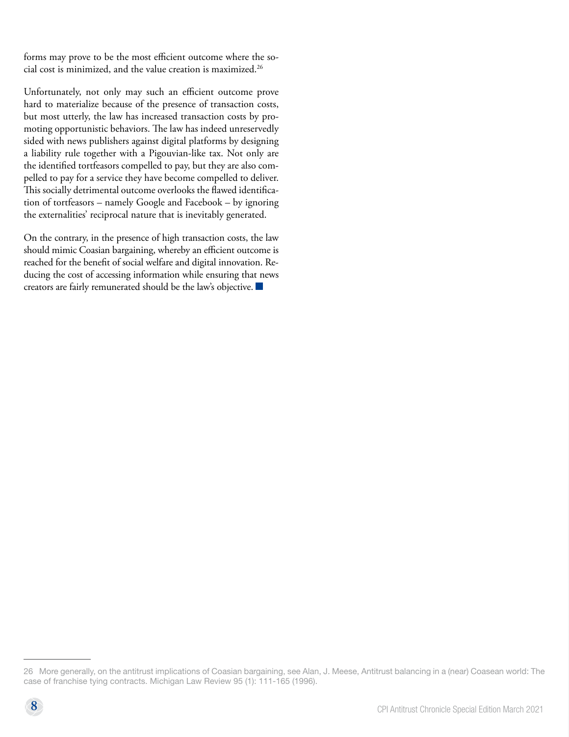forms may prove to be the most efficient outcome where the social cost is minimized, and the value creation is maximized.[26]

Unfortunately, not only may such an efficient outcome prove hard to materialize because of the presence of transaction costs, but most utterly, the law has increased transaction costs by promoting opportunistic behaviors. The law has indeed unreservedly sided with news publishers against digital platforms by designing a liability rule together with a Pigouvian-like tax. Not only are the identified tortfeasors compelled to pay, but they are also compelled to pay for a service they have become compelled to deliver. This socially detrimental outcome overlooks the flawed identification of tortfeasors – namely Google and Facebook – by ignoring the externalities' reciprocal nature that is inevitably generated.

On the contrary, in the presence of high transaction costs, the law should mimic Coasian bargaining, whereby an efficient outcome is reached for the benefit of social welfare and digital innovation. Reducing the cost of accessing information while ensuring that news creators are fairly remunerated should be the law's objective.

---

26 More generally, on the antitrust implications of Coasian bargaining, see Alan, J. Meese, Antitrust balancing in a (near) Coasean world: The case of franchise tying contracts. Michigan Law Review 95 (1): 111-165 (1996).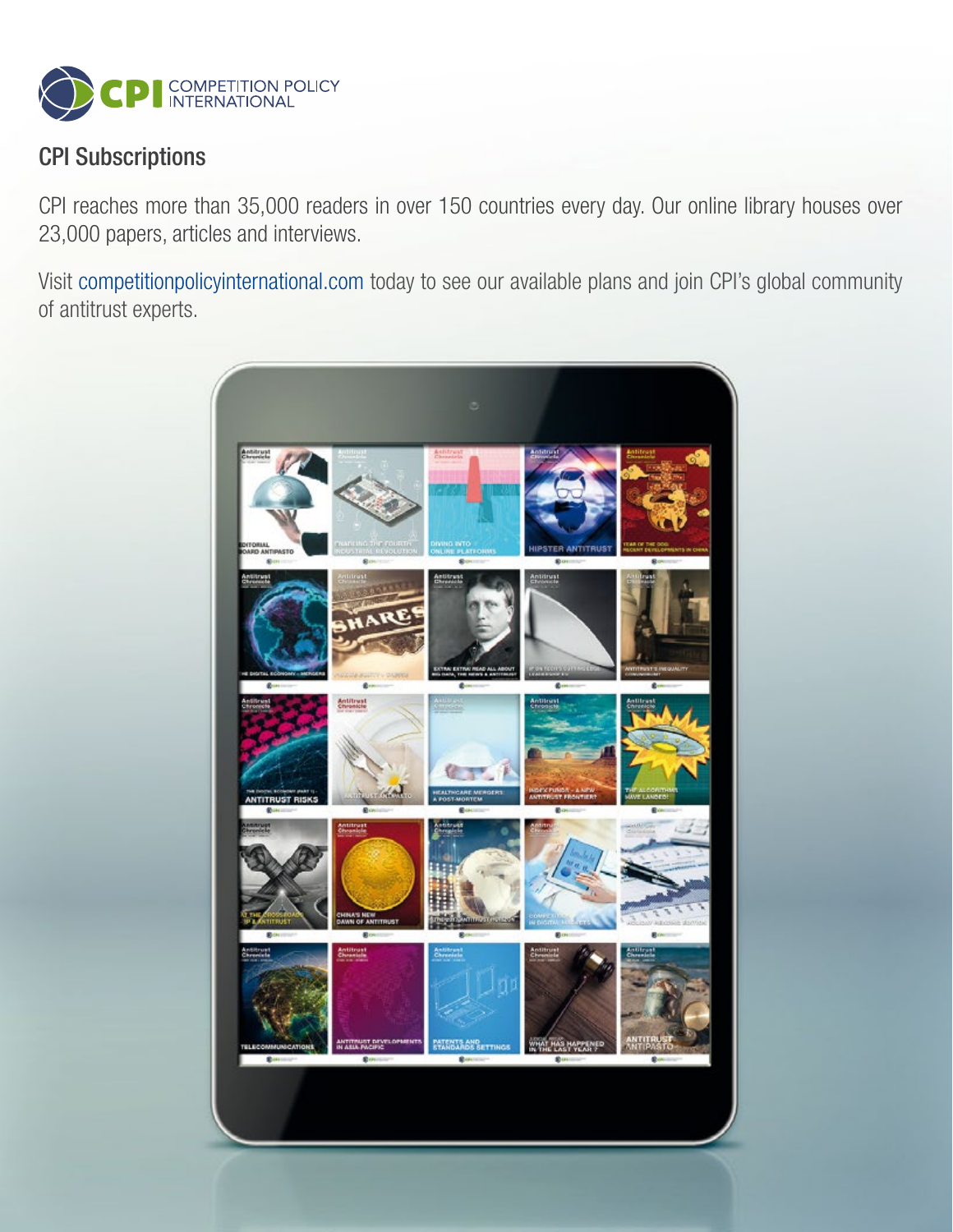CPI COMPETITION POLICY INTERNATIONAL

## CPI Subscriptions

CPI reaches more than 35,000 readers in over 150 countries every day. Our online library houses over 23,000 papers, articles and interviews.

Visit competitionpolicyinternational.com today to see our available plans and join CPI's global community of antitrust experts.